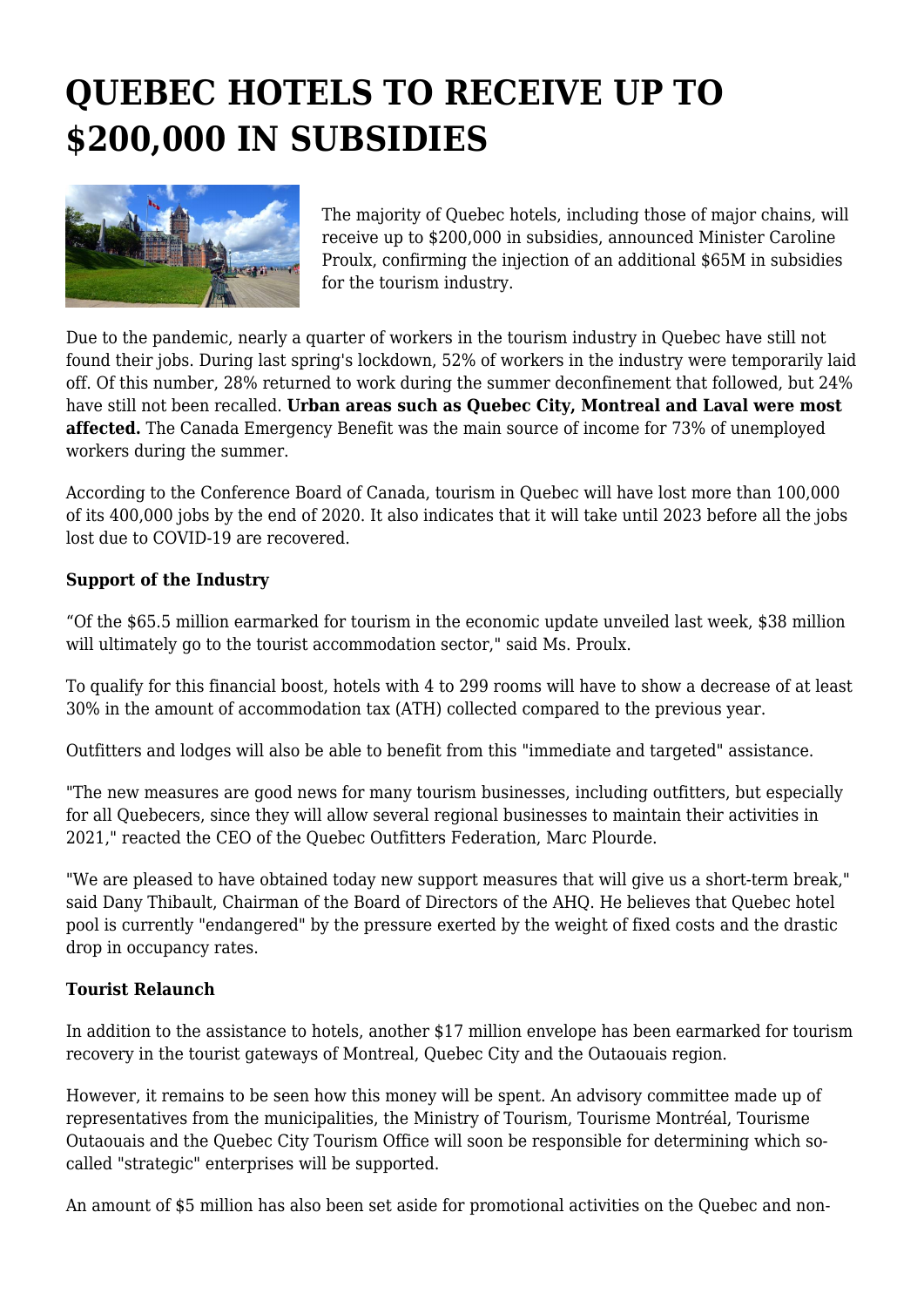# QUEBEC HOTELS TO RECEIVE UP TO $200,000 IN SUBSIDIES

The majority of Quebec hotels, including those of major chains, will receive up to $200,000 in subsidies, announced Minister Caroline Proulx, confirming the injection of an additional $65M in subsidies for the tourism industry.

Due to the pandemic, nearly a quarter of workers in the tourism industry in Quebec have still not found their jobs. During last spring's lockdown, 52% of workers in the industry were temporarily laid off. Of this number, 28% returned to work during the summer deconfinement that followed, but 24% have still not been recalled. **Urban areas such as Quebec City, Montreal and Laval were most affected.** The Canada Emergency Benefit was the main source of income for 73% of unemployed workers during the summer.

According to the Conference Board of Canada, tourism in Quebec will have lost more than 100,000 of its 400,000 jobs by the end of 2020. It also indicates that it will take until 2023 before all the jobs lost due to COVID-19 are recovered.

**Support of the Industry**

"Of the $65.5 million earmarked for tourism in the economic update unveiled last week, $38 million will ultimately go to the tourist accommodation sector," said Ms. Proulx.

To qualify for this financial boost, hotels with 4 to 299 rooms will have to show a decrease of at least 30% in the amount of accommodation tax (ATH) collected compared to the previous year.

Outfitters and lodges will also be able to benefit from this "immediate and targeted" assistance.

"The new measures are good news for many tourism businesses, including outfitters, but especially for all Quebecers, since they will allow several regional businesses to maintain their activities in 2021," reacted the CEO of the Quebec Outfitters Federation, Marc Plourde.

"We are pleased to have obtained today new support measures that will give us a short-term break," said Dany Thibault, Chairman of the Board of Directors of the AHQ. He believes that Quebec hotel pool is currently "endangered" by the pressure exerted by the weight of fixed costs and the drastic drop in occupancy rates.

**Tourist Relaunch**

In addition to the assistance to hotels, another $17 million envelope has been earmarked for tourism recovery in the tourist gateways of Montreal, Quebec City and the Outaouais region.

However, it remains to be seen how this money will be spent. An advisory committee made up of representatives from the municipalities, the Ministry of Tourism, Tourisme Montréal, Tourisme Outaouais and the Quebec City Tourism Office will soon be responsible for determining which so-called "strategic" enterprises will be supported.

An amount of $5 million has also been set aside for promotional activities on the Quebec and non-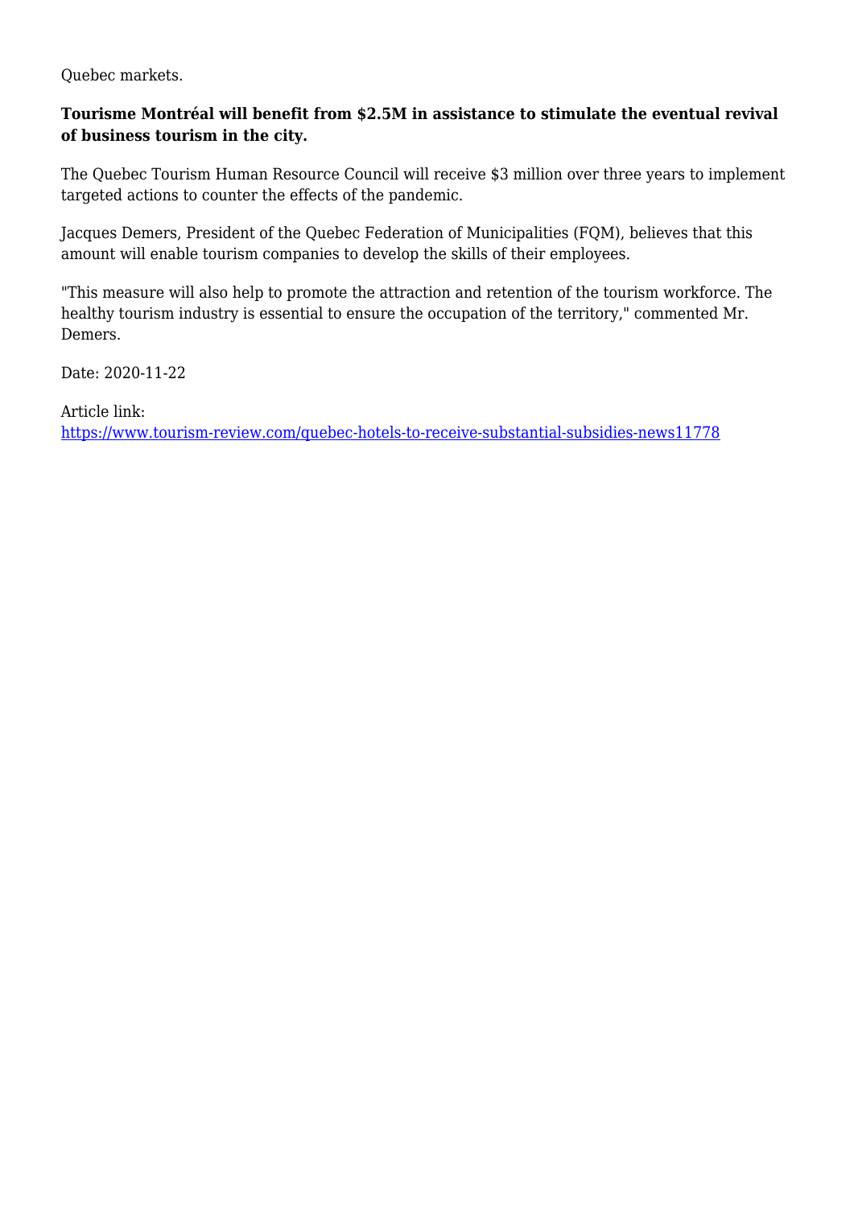Quebec markets.

**Tourisme Montréal will benefit from $2.5M in assistance to stimulate the eventual revival of business tourism in the city.**

The Quebec Tourism Human Resource Council will receive $3 million over three years to implement targeted actions to counter the effects of the pandemic.

Jacques Demers, President of the Quebec Federation of Municipalities (FQM), believes that this amount will enable tourism companies to develop the skills of their employees.

"This measure will also help to promote the attraction and retention of the tourism workforce. The healthy tourism industry is essential to ensure the occupation of the territory," commented Mr. Demers.

Date: 2020-11-22

Article link:
[https://www.tourism-review.com/quebec-hotels-to-receive-substantial-subsidies-news11778](https://www.tourism-review.com/quebec-hotels-to-receive-substantial-subsidies-news11778)